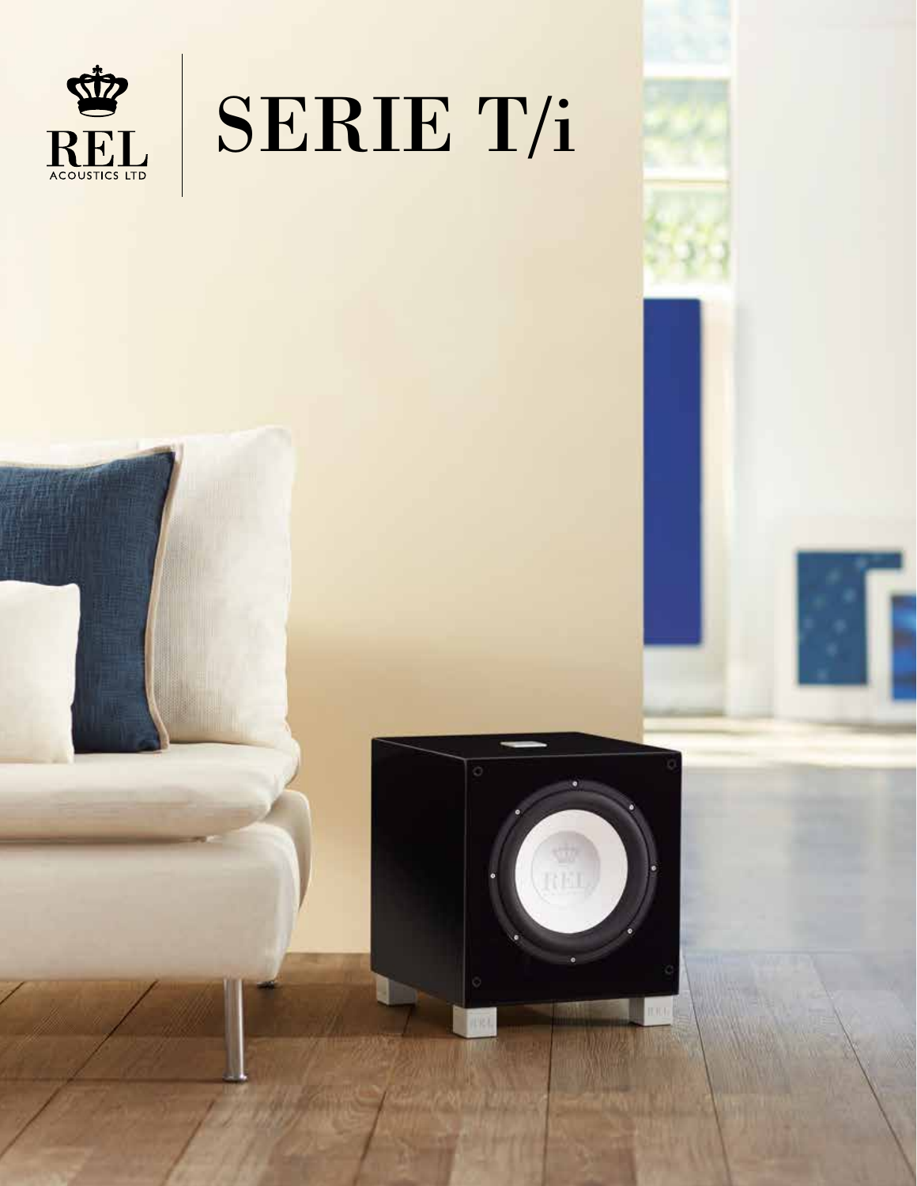REL
ACOUSTICS LTD

# SERIE T/i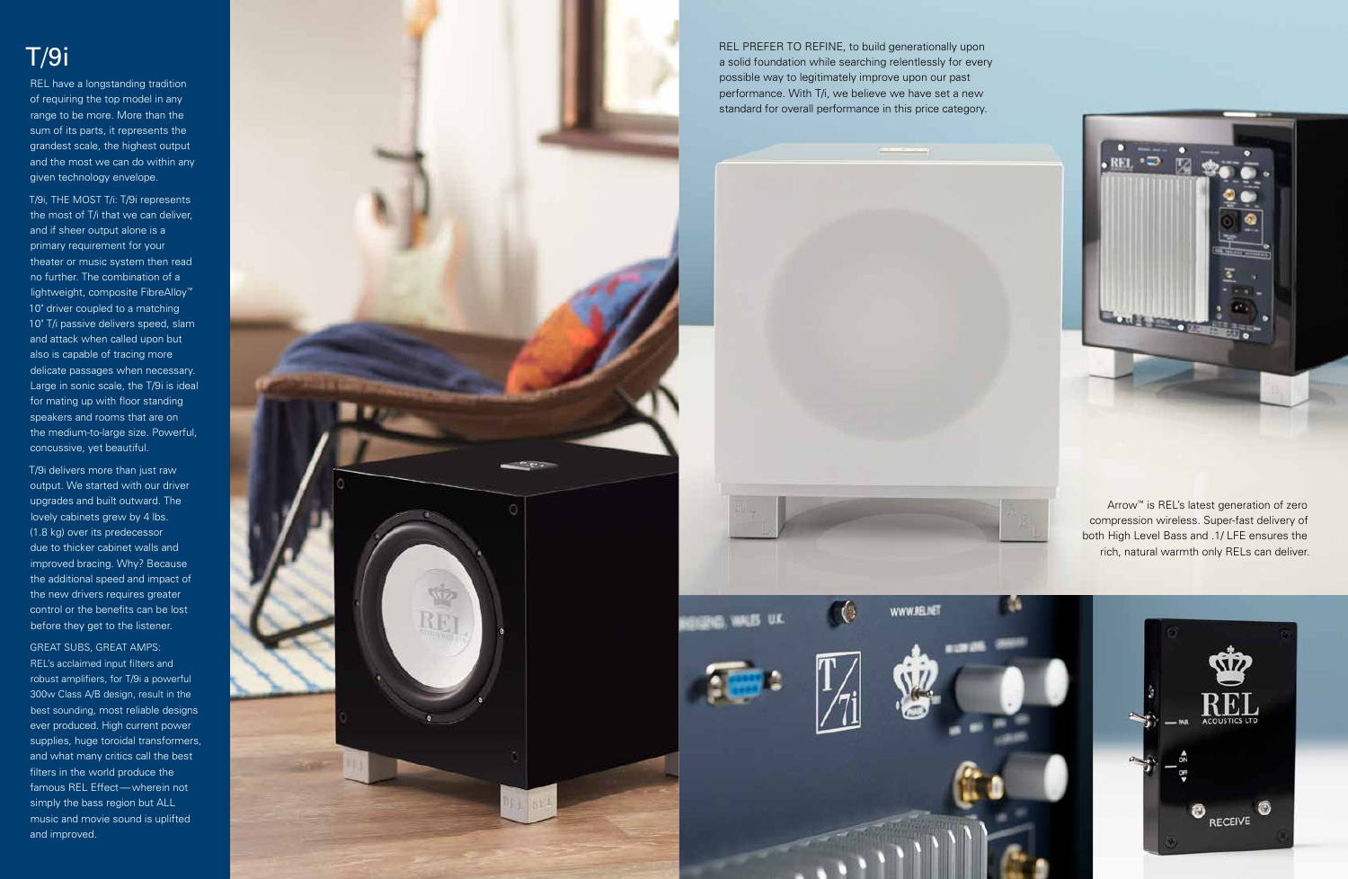# T/9i

REL have a longstanding tradition of requiring the top model in any range to be more. More than the sum of its parts, it represents the grandest scale, the highest output and the most we can do within any given technology envelope.

T/9i, THE MOST T/i: T/9i represents the most of T/i that we can deliver, and if sheer output alone is a primary requirement for your theater or music system then read no further. The combination of a lightweight, composite FibreAlloy™ 10" driver coupled to a matching 10" T/i passive delivers speed, slam and attack when called upon but also is capable of tracing more delicate passages when necessary. Large in sonic scale, the T/9i is ideal for mating up with floor standing speakers and rooms that are on the medium-to-large size. Powerful, concussive, yet beautiful.

T/9i delivers more than just raw output. We started with our driver upgrades and built outward. The lovely cabinets grew by 4 lbs. (1.8 kg) over its predecessor due to thicker cabinet walls and improved bracing. Why? Because the additional speed and impact of the new drivers requires greater control or the benefits can be lost before they get to the listener.

GREAT SUBS, GREAT AMPS: REL's acclaimed input filters and robust amplifiers, for T/9i a powerful 300w Class A/B design, result in the best sounding, most reliable designs ever produced. High current power supplies, huge toroidal transformers, and what many critics call the best filters in the world produce the famous REL Effect—wherein not simply the bass region but ALL music and movie sound is uplifted and improved.

REL PREFER TO REFINE, to build generationally upon a solid foundation while searching relentlessly for every possible way to legitimately improve upon our past performance. With T/i, we believe we have set a new standard for overall performance in this price category.

Arrow™ is REL's latest generation of zero compression wireless. Super-fast delivery of both High Level Bass and .1/ LFE ensures the rich, natural warmth only RELs can deliver.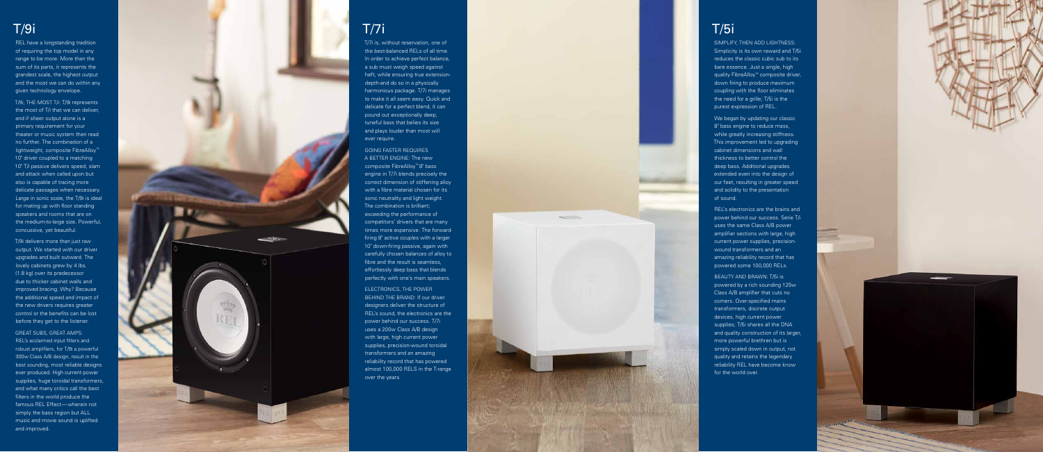# T/9i

REL have a longstanding tradition of requiring the top model in any range to be more. More than the sum of its parts, it represents the grandest scale, the highest output and the most we can do within any given technology envelope.

T/9i, THE MOST T/i: T/9i represents the most of T/i that we can deliver, and if sheer output alone is a primary requirement for your theater or music system then read no further. The combination of a lightweight, composite FibreAlloy™ 10" driver coupled to a matching 10" T/i passive delivers speed, slam and attack when called upon but also is capable of tracing more delicate passages when necessary. Large in sonic scale, the T/9i is ideal for mating up with floor standing speakers and rooms that are on the medium-to-large size. Powerful, concussive, yet beautiful.

T/9i delivers more than just raw output. We started with our driver upgrades and built outward. The lovely cabinets grew by 4 lbs. (1.8 kg) over its predecessor due to thicker cabinet walls and improved bracing. Why? Because the additional speed and impact of the new drivers requires greater control or the benefits can be lost before they get to the listener.

GREAT SUBS, GREAT AMPS: REL's acclaimed input filters and robust amplifiers, for T/9i a powerful 300w Class A/B design, result in the best sounding, most reliable designs ever produced. High current power supplies, huge toroidal transformers, and what many critics call the best filters in the world produce the famous REL Effect—wherein not simply the bass region but ALL music and movie sound is uplifted and improved.

# T/7i

T/7i is, without reservation, one of the best-balanced RELs of all time. In order to achieve perfect balance, a sub must weigh speed against heft, while ensuring true extension-depth-and do so in a physically harmonious package. T/7i manages to make it all seem easy. Quick and delicate for a perfect blend, it can pound out exceptionally deep, tuneful bass that belies its size and plays louder than most will ever require.

GOING FASTER REQUIRES A BETTER ENGINE: The new composite FibreAlloy™ 8" bass engine in T/7i blends precisely the correct dimension of stiffening alloy with a fibre material chosen for its sonic neutrality and light weight. The combination is brilliant; exceeding the performance of competitors' drivers that are many times more expensive. The forward-firing 8" active couples with a larger 10" down-firing passive, again with carefully chosen balances of alloy to fibre and the result is seamless, effortlessly deep bass that blends perfectly with one's main speakers.

ELECTRONICS, THE POWER BEHIND THE BRAND: If our driver designers deliver the structure of REL's sound, the electronics are the power behind our success. T/7i uses a 200w Class A/B design with large, high current power supplies, precision-wound toroidal transformers and an amazing reliability record that has powered almost 100,000 RELS in the T-range over the years.

# T/5i

SIMPLIFY, THEN ADD LIGHTNESS: Simplicity is its own reward and T/5i reduces the classic cubic sub to its bare essence. Just a single, high quality FibreAlloy™ composite driver, down firing to produce maximum coupling with the floor eliminates the need for a grille; T/5i is the purest expression of REL.

We began by updating our classic 8" bass engine to reduce mass, while greatly increasing stiffness. This improvement led to upgrading cabinet dimensions and wall thickness to better control the deep bass. Additional upgrades extended even into the design of our feet, resulting in greater speed and solidity to the presentation of sound.

REL's electronics are the brains and power behind our success. Serie T/i uses the same Class A/B power amplifier sections with large, high current power supplies, precision-wound transformers and an amazing reliability record that has powered some 100,000 RELs.

BEAUTY AND BRAWN: T/5i is powered by a rich sounding 125w Class A/B amplifier that cuts no corners. Over-specified mains transformers, discrete output devices, high current power supplies; T/5i shares all the DNA and quality construction of its larger, more powerful brethren but is simply scaled down in output, not quality and retains the legendary reliability REL have become know for the world over.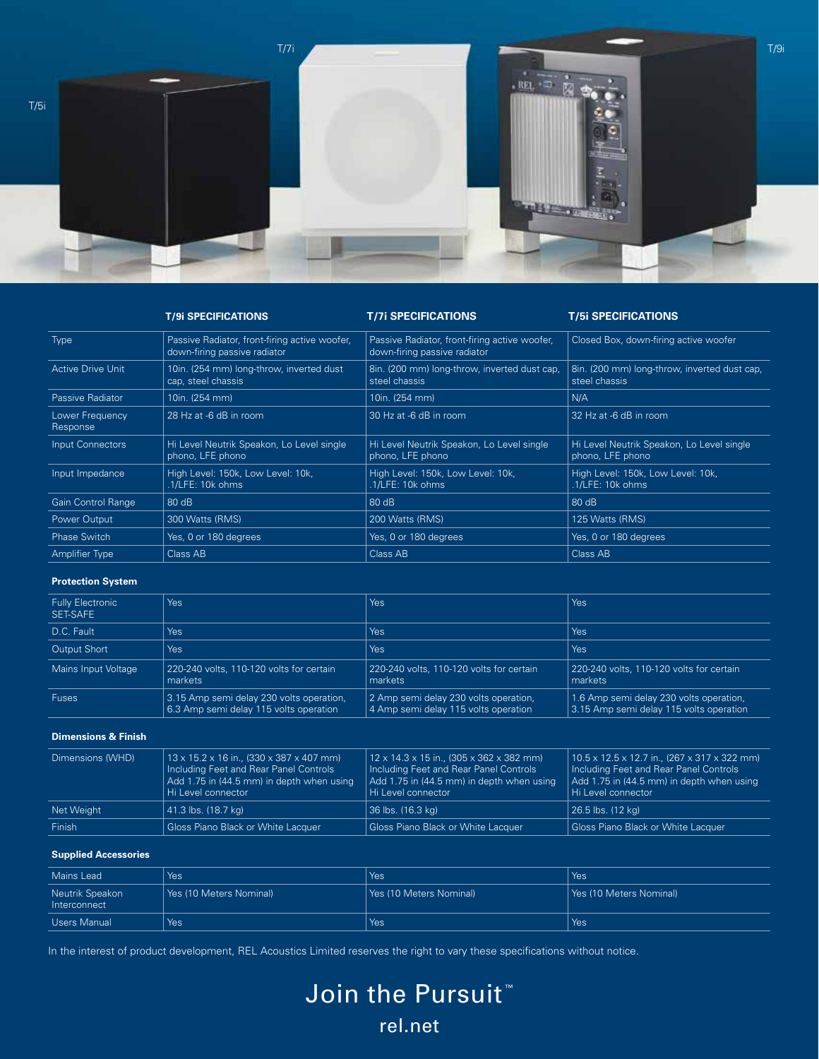T/5i

T/7i

T/9i

| | T/9i SPECIFICATIONS | T/7i SPECIFICATIONS | T/5i SPECIFICATIONS |
|---|---|---|---|
| Type | Passive Radiator, front-firing active woofer, down-firing passive radiator | Passive Radiator, front-firing active woofer, down-firing passive radiator | Closed Box, down-firing active woofer |
| Active Drive Unit | 10in. (254 mm) long-throw, inverted dust cap, steel chassis | 8in. (200 mm) long-throw, inverted dust cap, steel chassis | 8in. (200 mm) long-throw, inverted dust cap, steel chassis |
| Passive Radiator | 10in. (254 mm) | 10in. (254 mm) | N/A |
| Lower Frequency Response | 28 Hz at -6 dB in room | 30 Hz at -6 dB in room | 32 Hz at -6 dB in room |
| Input Connectors | Hi Level Neutrik Speakon, Lo Level single phono, LFE phono | Hi Level Neutrik Speakon, Lo Level single phono, LFE phono | Hi Level Neutrik Speakon, Lo Level single phono, LFE phono |
| Input Impedance | High Level: 150k, Low Level: 10k, .1/LFE: 10k ohms | High Level: 150k, Low Level: 10k, .1/LFE: 10k ohms | High Level: 150k, Low Level: 10k, .1/LFE: 10k ohms |
| Gain Control Range | 80 dB | 80 dB | 80 dB |
| Power Output | 300 Watts (RMS) | 200 Watts (RMS) | 125 Watts (RMS) |
| Phase Switch | Yes, 0 or 180 degrees | Yes, 0 or 180 degrees | Yes, 0 or 180 degrees |
| Amplifier Type | Class AB | Class AB | Class AB |
| **Protection System** | | | |
| Fully Electronic SET-SAFE | Yes | Yes | Yes |
| D.C. Fault | Yes | Yes | Yes |
| Output Short | Yes | Yes | Yes |
| Mains Input Voltage | 220-240 volts, 110-120 volts for certain markets | 220-240 volts, 110-120 volts for certain markets | 220-240 volts, 110-120 volts for certain markets |
| Fuses | 3.15 Amp semi delay 230 volts operation, 6.3 Amp semi delay 115 volts operation | 2 Amp semi delay 230 volts operation, 4 Amp semi delay 115 volts operation | 1.6 Amp semi delay 230 volts operation, 3.15 Amp semi delay 115 volts operation |
| **Dimensions & Finish** | | | |
| Dimensions (WHD) | 13 x 15.2 x 16 in., (330 x 387 x 407 mm) Including Feet and Rear Panel Controls Add 1.75 in (44.5 mm) in depth when using Hi Level connector | 12 x 14.3 x 15 in., (305 x 362 x 382 mm) Including Feet and Rear Panel Controls Add 1.75 in (44.5 mm) in depth when using Hi Level connector | 10.5 x 12.5 x 12.7 in., (267 x 317 x 322 mm) Including Feet and Rear Panel Controls Add 1.75 in (44.5 mm) in depth when using Hi Level connector |
| Net Weight | 41.3 lbs. (18.7 kg) | 36 lbs. (16.3 kg) | 26.5 lbs. (12 kg) |
| Finish | Gloss Piano Black or White Lacquer | Gloss Piano Black or White Lacquer | Gloss Piano Black or White Lacquer |
| **Supplied Accessories** | | | |
| Mains Lead | Yes | Yes | Yes |
| Neutrik Speakon Interconnect | Yes (10 Meters Nominal) | Yes (10 Meters Nominal) | Yes (10 Meters Nominal) |
| Users Manual | Yes | Yes | Yes |

In the interest of product development, REL Acoustics Limited reserves the right to vary these specifications without notice.

Join the Pursuit™

rel.net